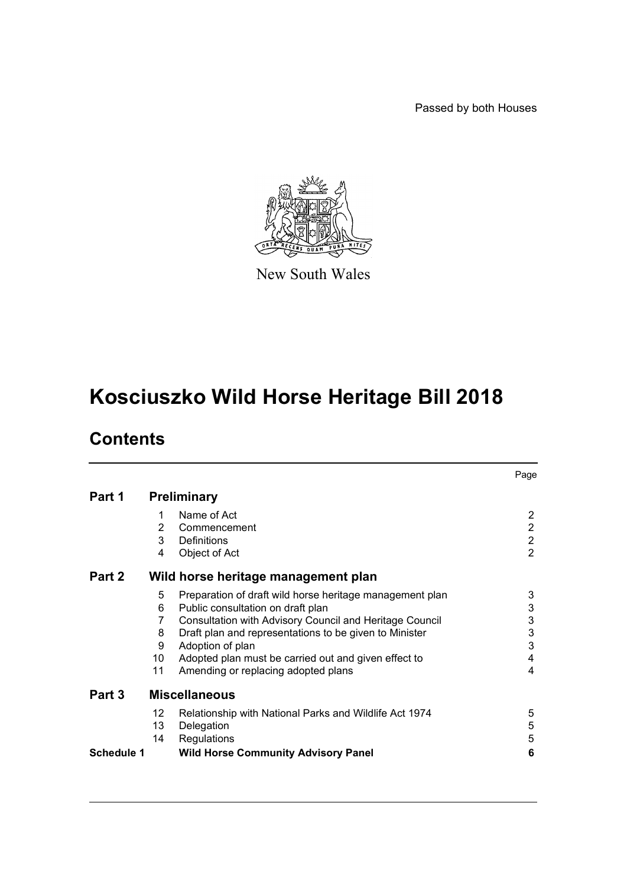Passed by both Houses

New South Wales

# Kosciuszko Wild Horse Heritage Bill 2018

## Contents

| | | | Page |
|---|---|---|---|
| **Part 1** | **Preliminary** | | |
| | 1 | Name of Act | 2 |
| | 2 | Commencement | 2 |
| | 3 | Definitions | 2 |
| | 4 | Object of Act | 2 |
| **Part 2** | **Wild horse heritage management plan** | | |
| | 5 | Preparation of draft wild horse heritage management plan | 3 |
| | 6 | Public consultation on draft plan | 3 |
| | 7 | Consultation with Advisory Council and Heritage Council | 3 |
| | 8 | Draft plan and representations to be given to Minister | 3 |
| | 9 | Adoption of plan | 3 |
| | 10 | Adopted plan must be carried out and given effect to | 4 |
| | 11 | Amending or replacing adopted plans | 4 |
| **Part 3** | **Miscellaneous** | | |
| | 12 | Relationship with National Parks and Wildlife Act 1974 | 5 |
| | 13 | Delegation | 5 |
| | 14 | Regulations | 5 |
| **Schedule 1** | | **Wild Horse Community Advisory Panel** | **6** |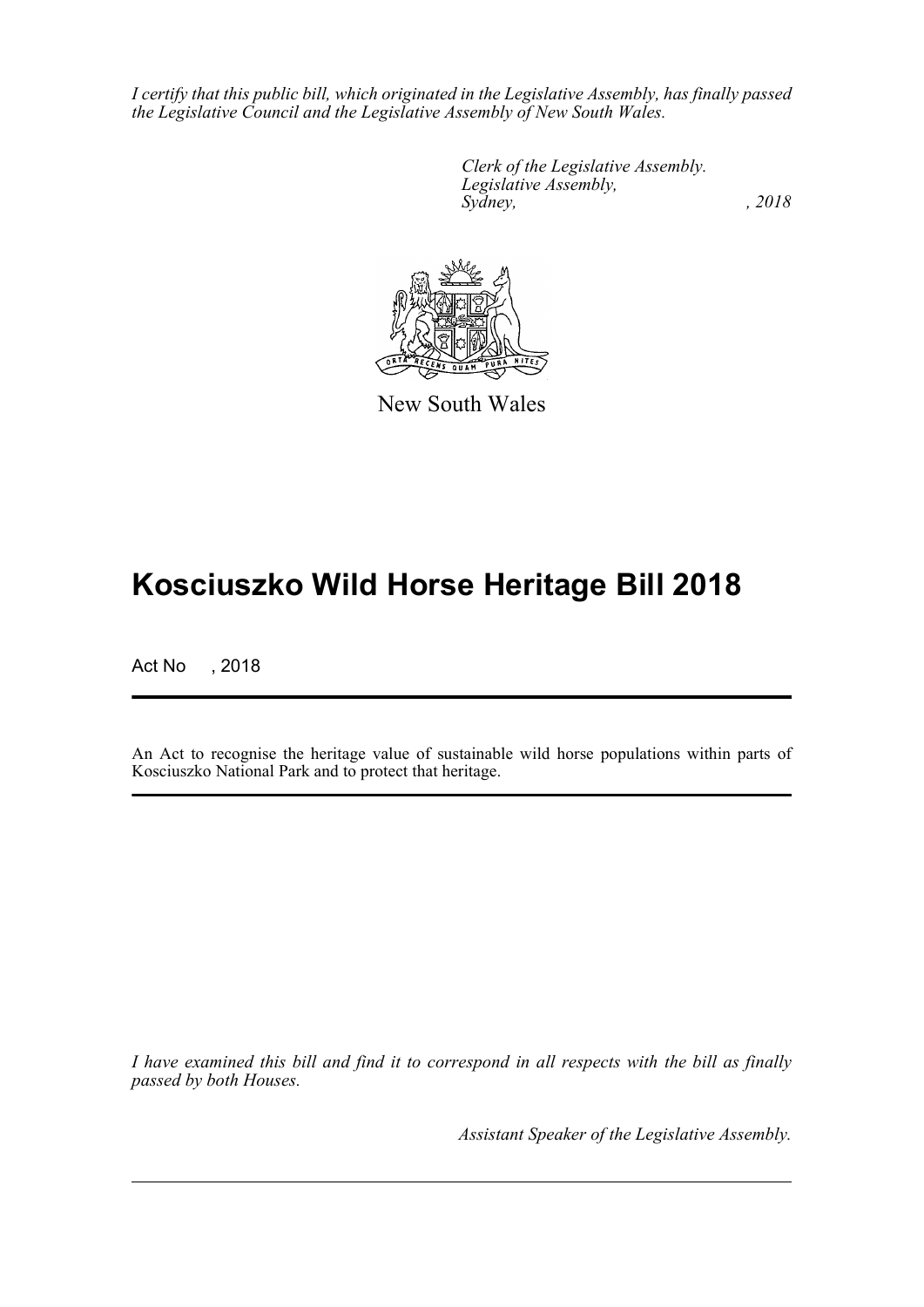*I certify that this public bill, which originated in the Legislative Assembly, has finally passed the Legislative Council and the Legislative Assembly of New South Wales.*

*Clerk of the Legislative Assembly.*
*Legislative Assembly,*
*Sydney, , 2018*

New South Wales

# Kosciuszko Wild Horse Heritage Bill 2018

Act No , 2018

An Act to recognise the heritage value of sustainable wild horse populations within parts of Kosciuszko National Park and to protect that heritage.

*I have examined this bill and find it to correspond in all respects with the bill as finally passed by both Houses.*

*Assistant Speaker of the Legislative Assembly.*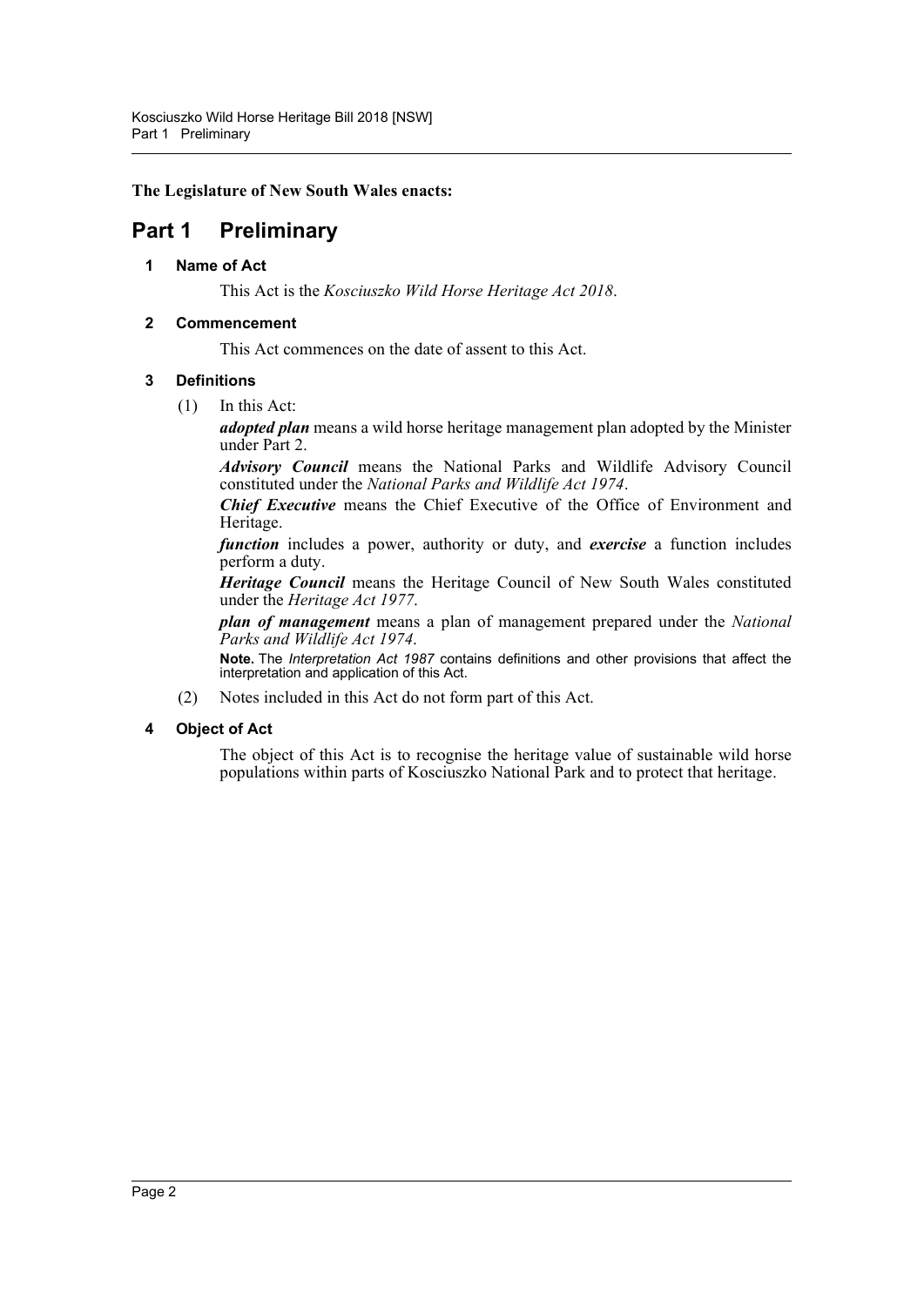**The Legislature of New South Wales enacts:**

# Part 1 Preliminary

### 1 Name of Act

This Act is the *Kosciuszko Wild Horse Heritage Act 2018*.

### 2 Commencement

This Act commences on the date of assent to this Act.

### 3 Definitions

(1) In this Act:

***adopted plan*** means a wild horse heritage management plan adopted by the Minister under Part 2.

***Advisory Council*** means the National Parks and Wildlife Advisory Council constituted under the *National Parks and Wildlife Act 1974*.

***Chief Executive*** means the Chief Executive of the Office of Environment and Heritage.

***function*** includes a power, authority or duty, and ***exercise*** a function includes perform a duty.

***Heritage Council*** means the Heritage Council of New South Wales constituted under the *Heritage Act 1977*.

***plan of management*** means a plan of management prepared under the *National Parks and Wildlife Act 1974*.

**Note.** The *Interpretation Act 1987* contains definitions and other provisions that affect the interpretation and application of this Act.

(2) Notes included in this Act do not form part of this Act.

### 4 Object of Act

The object of this Act is to recognise the heritage value of sustainable wild horse populations within parts of Kosciuszko National Park and to protect that heritage.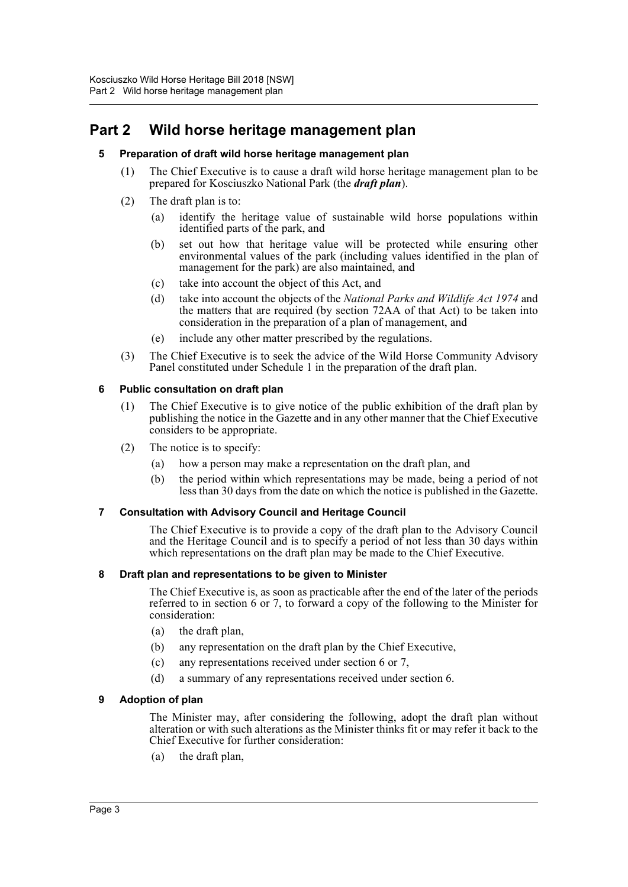# Part 2 Wild horse heritage management plan

### 5 Preparation of draft wild horse heritage management plan

(1) The Chief Executive is to cause a draft wild horse heritage management plan to be prepared for Kosciuszko National Park (the ***draft plan***).

(2) The draft plan is to:

- (a) identify the heritage value of sustainable wild horse populations within identified parts of the park, and
- (b) set out how that heritage value will be protected while ensuring other environmental values of the park (including values identified in the plan of management for the park) are also maintained, and
- (c) take into account the object of this Act, and
- (d) take into account the objects of the *National Parks and Wildlife Act 1974* and the matters that are required (by section 72AA of that Act) to be taken into consideration in the preparation of a plan of management, and
- (e) include any other matter prescribed by the regulations.

(3) The Chief Executive is to seek the advice of the Wild Horse Community Advisory Panel constituted under Schedule 1 in the preparation of the draft plan.

### 6 Public consultation on draft plan

(1) The Chief Executive is to give notice of the public exhibition of the draft plan by publishing the notice in the Gazette and in any other manner that the Chief Executive considers to be appropriate.

(2) The notice is to specify:

- (a) how a person may make a representation on the draft plan, and
- (b) the period within which representations may be made, being a period of not less than 30 days from the date on which the notice is published in the Gazette.

### 7 Consultation with Advisory Council and Heritage Council

The Chief Executive is to provide a copy of the draft plan to the Advisory Council and the Heritage Council and is to specify a period of not less than 30 days within which representations on the draft plan may be made to the Chief Executive.

### 8 Draft plan and representations to be given to Minister

The Chief Executive is, as soon as practicable after the end of the later of the periods referred to in section 6 or 7, to forward a copy of the following to the Minister for consideration:

- (a) the draft plan,
- (b) any representation on the draft plan by the Chief Executive,
- (c) any representations received under section 6 or 7,
- (d) a summary of any representations received under section 6.

### 9 Adoption of plan

The Minister may, after considering the following, adopt the draft plan without alteration or with such alterations as the Minister thinks fit or may refer it back to the Chief Executive for further consideration:

- (a) the draft plan,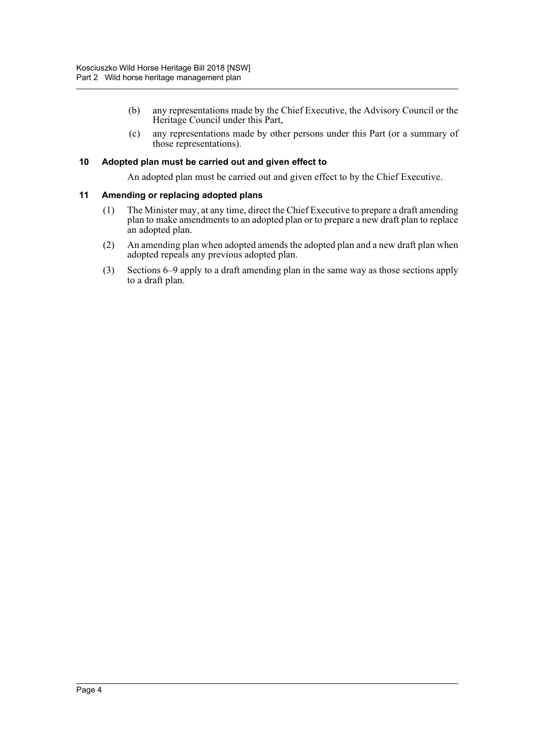(b) any representations made by the Chief Executive, the Advisory Council or the Heritage Council under this Part,

(c) any representations made by other persons under this Part (or a summary of those representations).

### 10 Adopted plan must be carried out and given effect to

An adopted plan must be carried out and given effect to by the Chief Executive.

### 11 Amending or replacing adopted plans

(1) The Minister may, at any time, direct the Chief Executive to prepare a draft amending plan to make amendments to an adopted plan or to prepare a new draft plan to replace an adopted plan.

(2) An amending plan when adopted amends the adopted plan and a new draft plan when adopted repeals any previous adopted plan.

(3) Sections 6–9 apply to a draft amending plan in the same way as those sections apply to a draft plan.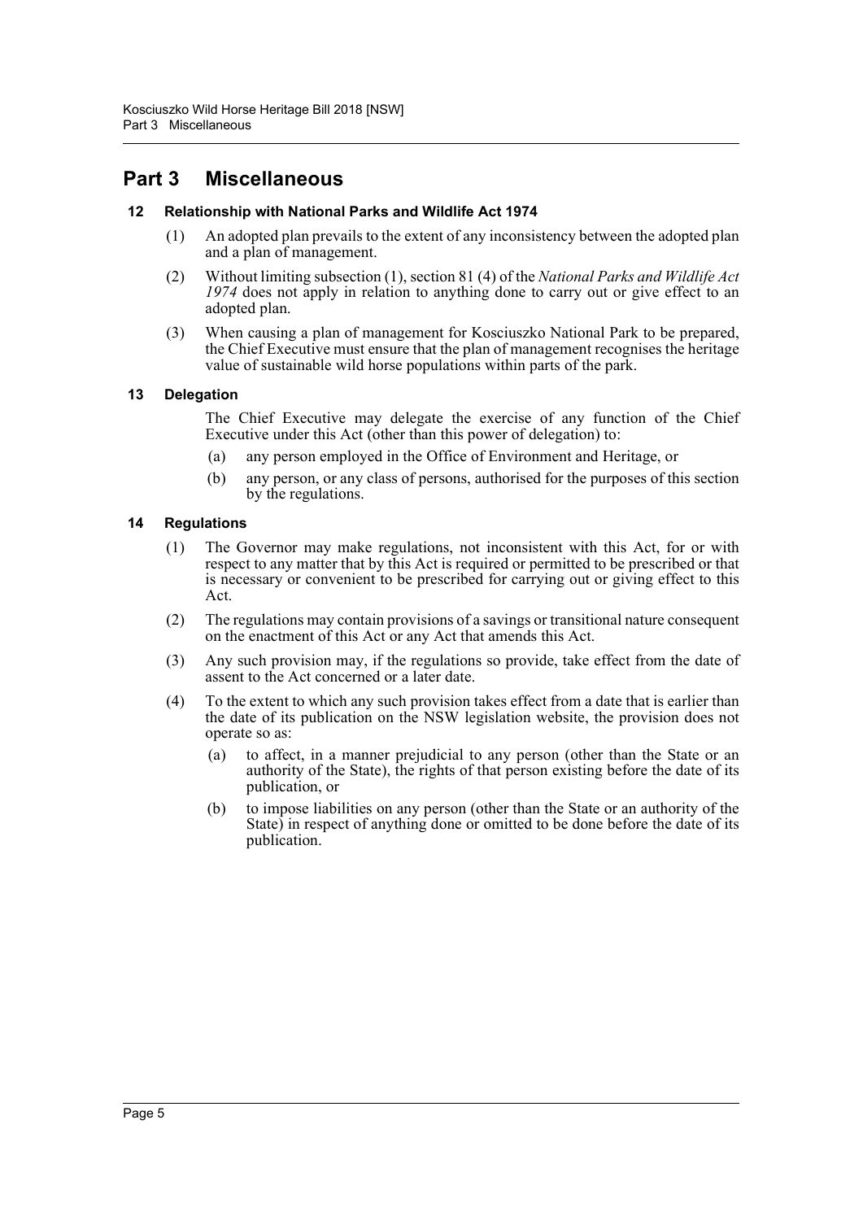# Part 3 Miscellaneous

### 12 Relationship with National Parks and Wildlife Act 1974

(1) An adopted plan prevails to the extent of any inconsistency between the adopted plan and a plan of management.

(2) Without limiting subsection (1), section 81 (4) of the *National Parks and Wildlife Act 1974* does not apply in relation to anything done to carry out or give effect to an adopted plan.

(3) When causing a plan of management for Kosciuszko National Park to be prepared, the Chief Executive must ensure that the plan of management recognises the heritage value of sustainable wild horse populations within parts of the park.

### 13 Delegation

The Chief Executive may delegate the exercise of any function of the Chief Executive under this Act (other than this power of delegation) to:

(a) any person employed in the Office of Environment and Heritage, or

(b) any person, or any class of persons, authorised for the purposes of this section by the regulations.

### 14 Regulations

(1) The Governor may make regulations, not inconsistent with this Act, for or with respect to any matter that by this Act is required or permitted to be prescribed or that is necessary or convenient to be prescribed for carrying out or giving effect to this Act.

(2) The regulations may contain provisions of a savings or transitional nature consequent on the enactment of this Act or any Act that amends this Act.

(3) Any such provision may, if the regulations so provide, take effect from the date of assent to the Act concerned or a later date.

(4) To the extent to which any such provision takes effect from a date that is earlier than the date of its publication on the NSW legislation website, the provision does not operate so as:

(a) to affect, in a manner prejudicial to any person (other than the State or an authority of the State), the rights of that person existing before the date of its publication, or

(b) to impose liabilities on any person (other than the State or an authority of the State) in respect of anything done or omitted to be done before the date of its publication.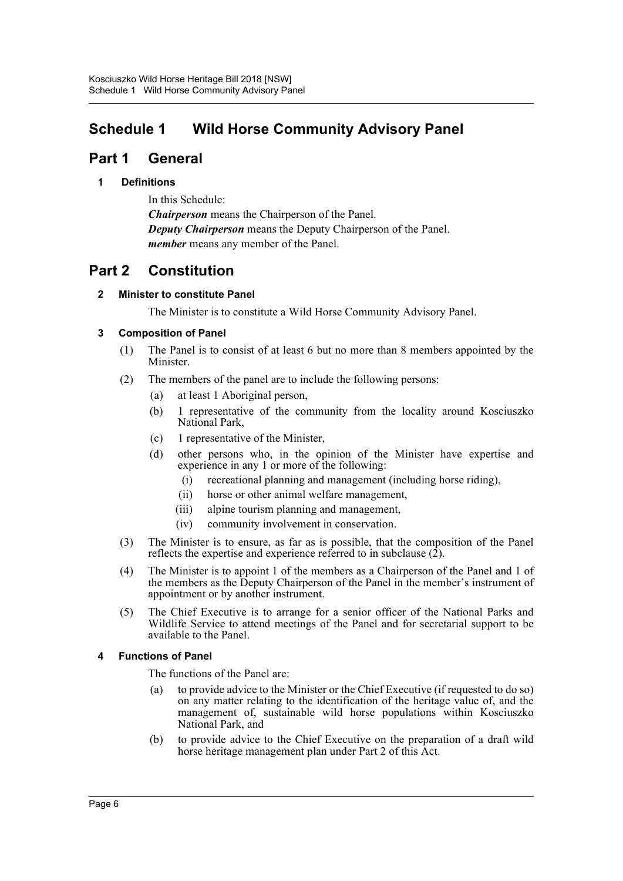# Schedule 1 Wild Horse Community Advisory Panel

## Part 1 General

### 1 Definitions

In this Schedule:

***Chairperson*** means the Chairperson of the Panel.

***Deputy Chairperson*** means the Deputy Chairperson of the Panel.

***member*** means any member of the Panel.

## Part 2 Constitution

### 2 Minister to constitute Panel

The Minister is to constitute a Wild Horse Community Advisory Panel.

### 3 Composition of Panel

(1) The Panel is to consist of at least 6 but no more than 8 members appointed by the Minister.

(2) The members of the panel are to include the following persons:

- (a) at least 1 Aboriginal person,
- (b) 1 representative of the community from the locality around Kosciuszko National Park,
- (c) 1 representative of the Minister,
- (d) other persons who, in the opinion of the Minister have expertise and experience in any 1 or more of the following:
  - (i) recreational planning and management (including horse riding),
  - (ii) horse or other animal welfare management,
  - (iii) alpine tourism planning and management,
  - (iv) community involvement in conservation.

(3) The Minister is to ensure, as far as is possible, that the composition of the Panel reflects the expertise and experience referred to in subclause (2).

(4) The Minister is to appoint 1 of the members as a Chairperson of the Panel and 1 of the members as the Deputy Chairperson of the Panel in the member's instrument of appointment or by another instrument.

(5) The Chief Executive is to arrange for a senior officer of the National Parks and Wildlife Service to attend meetings of the Panel and for secretarial support to be available to the Panel.

### 4 Functions of Panel

The functions of the Panel are:

- (a) to provide advice to the Minister or the Chief Executive (if requested to do so) on any matter relating to the identification of the heritage value of, and the management of, sustainable wild horse populations within Kosciuszko National Park, and
- (b) to provide advice to the Chief Executive on the preparation of a draft wild horse heritage management plan under Part 2 of this Act.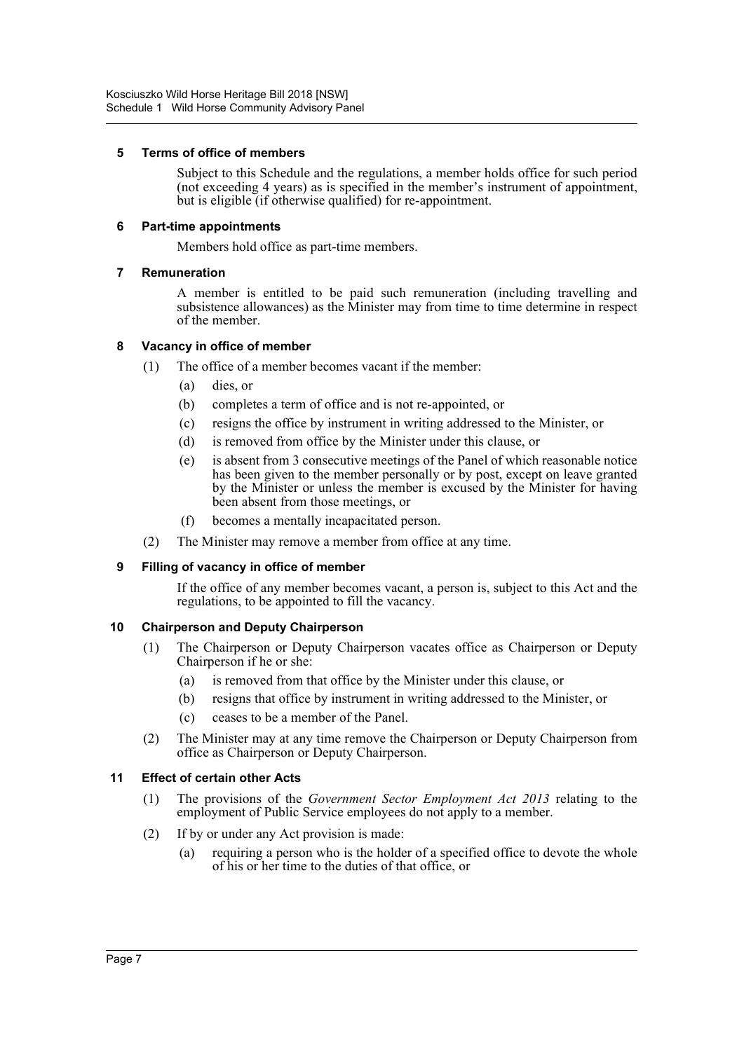### 5 Terms of office of members

Subject to this Schedule and the regulations, a member holds office for such period (not exceeding 4 years) as is specified in the member's instrument of appointment, but is eligible (if otherwise qualified) for re-appointment.

### 6 Part-time appointments

Members hold office as part-time members.

### 7 Remuneration

A member is entitled to be paid such remuneration (including travelling and subsistence allowances) as the Minister may from time to time determine in respect of the member.

### 8 Vacancy in office of member

(1) The office of a member becomes vacant if the member:

- (a) dies, or
- (b) completes a term of office and is not re-appointed, or
- (c) resigns the office by instrument in writing addressed to the Minister, or
- (d) is removed from office by the Minister under this clause, or
- (e) is absent from 3 consecutive meetings of the Panel of which reasonable notice has been given to the member personally or by post, except on leave granted by the Minister or unless the member is excused by the Minister for having been absent from those meetings, or
- (f) becomes a mentally incapacitated person.

(2) The Minister may remove a member from office at any time.

### 9 Filling of vacancy in office of member

If the office of any member becomes vacant, a person is, subject to this Act and the regulations, to be appointed to fill the vacancy.

### 10 Chairperson and Deputy Chairperson

(1) The Chairperson or Deputy Chairperson vacates office as Chairperson or Deputy Chairperson if he or she:

- (a) is removed from that office by the Minister under this clause, or
- (b) resigns that office by instrument in writing addressed to the Minister, or
- (c) ceases to be a member of the Panel.

(2) The Minister may at any time remove the Chairperson or Deputy Chairperson from office as Chairperson or Deputy Chairperson.

### 11 Effect of certain other Acts

(1) The provisions of the *Government Sector Employment Act 2013* relating to the employment of Public Service employees do not apply to a member.

(2) If by or under any Act provision is made:

- (a) requiring a person who is the holder of a specified office to devote the whole of his or her time to the duties of that office, or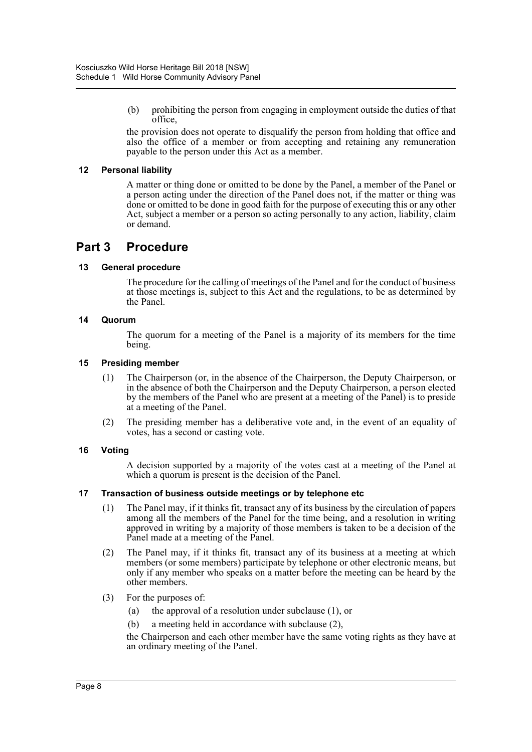(b) prohibiting the person from engaging in employment outside the duties of that office,

the provision does not operate to disqualify the person from holding that office and also the office of a member or from accepting and retaining any remuneration payable to the person under this Act as a member.

### 12 Personal liability

A matter or thing done or omitted to be done by the Panel, a member of the Panel or a person acting under the direction of the Panel does not, if the matter or thing was done or omitted to be done in good faith for the purpose of executing this or any other Act, subject a member or a person so acting personally to any action, liability, claim or demand.

## Part 3 Procedure

### 13 General procedure

The procedure for the calling of meetings of the Panel and for the conduct of business at those meetings is, subject to this Act and the regulations, to be as determined by the Panel.

### 14 Quorum

The quorum for a meeting of the Panel is a majority of its members for the time being.

### 15 Presiding member

(1) The Chairperson (or, in the absence of the Chairperson, the Deputy Chairperson, or in the absence of both the Chairperson and the Deputy Chairperson, a person elected by the members of the Panel who are present at a meeting of the Panel) is to preside at a meeting of the Panel.

(2) The presiding member has a deliberative vote and, in the event of an equality of votes, has a second or casting vote.

### 16 Voting

A decision supported by a majority of the votes cast at a meeting of the Panel at which a quorum is present is the decision of the Panel.

### 17 Transaction of business outside meetings or by telephone etc

(1) The Panel may, if it thinks fit, transact any of its business by the circulation of papers among all the members of the Panel for the time being, and a resolution in writing approved in writing by a majority of those members is taken to be a decision of the Panel made at a meeting of the Panel.

(2) The Panel may, if it thinks fit, transact any of its business at a meeting at which members (or some members) participate by telephone or other electronic means, but only if any member who speaks on a matter before the meeting can be heard by the other members.

(3) For the purposes of:

(a) the approval of a resolution under subclause (1), or

(b) a meeting held in accordance with subclause (2),

the Chairperson and each other member have the same voting rights as they have at an ordinary meeting of the Panel.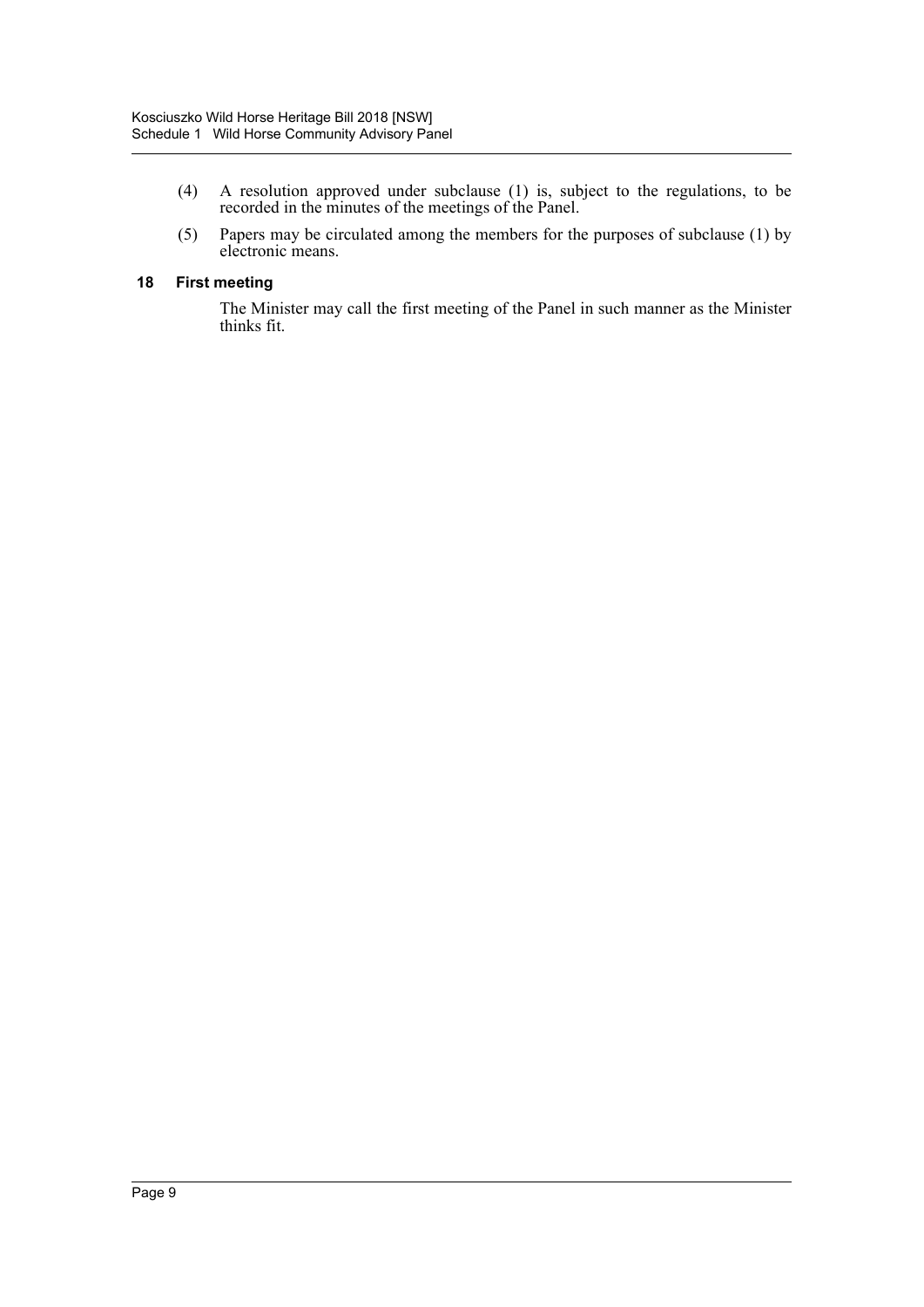(4) A resolution approved under subclause (1) is, subject to the regulations, to be recorded in the minutes of the meetings of the Panel.

(5) Papers may be circulated among the members for the purposes of subclause (1) by electronic means.

### 18 First meeting

The Minister may call the first meeting of the Panel in such manner as the Minister thinks fit.